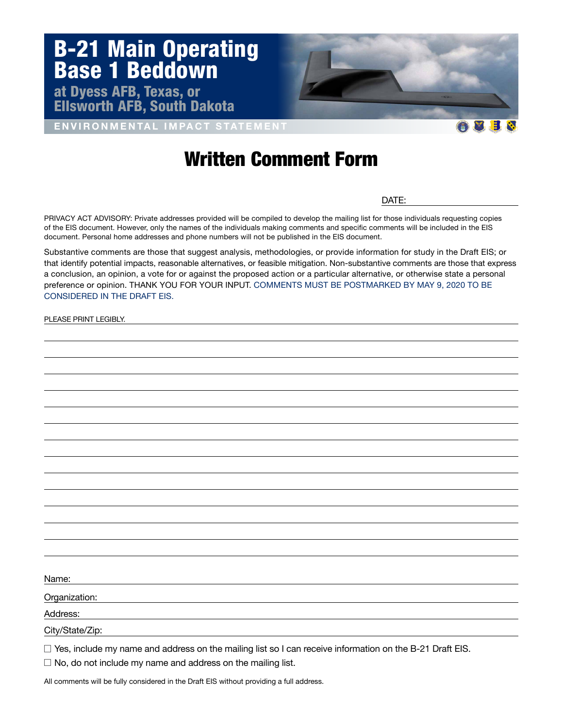# B-21 Main Operating Base 1 Beddown

## at Dyess AFB, Texas, or Ellsworth AFB, South Dakota

ENVIRONMENTAL IMPACT STATEMENT

# Written Comment Form

DATE: ____________________

PRIVACY ACT ADVISORY: Private addresses provided will be compiled to develop the mailing list for those individuals requesting copies of the EIS document. However, only the names of the individuals making comments and specific comments will be included in the EIS document. Personal home addresses and phone numbers will not be published in the EIS document.

Substantive comments are those that suggest analysis, methodologies, or provide information for study in the Draft EIS; or that identify potential impacts, reasonable alternatives, or feasible mitigation. Non-substantive comments are those that express a conclusion, an opinion, a vote for or against the proposed action or a particular alternative, or otherwise state a personal preference or opinion. THANK YOU FOR YOUR INPUT. COMMENTS MUST BE POSTMARKED BY MAY 9, 2020 TO BE CONSIDERED IN THE DRAFT EIS.

PLEASE PRINT LEGIBLY.

Name: ____________________

Organization: ____________________

Address: ____________________

City/State/Zip: ____________________

☐ Yes, include my name and address on the mailing list so I can receive information on the B-21 Draft EIS.

☐ No, do not include my name and address on the mailing list.

All comments will be fully considered in the Draft EIS without providing a full address.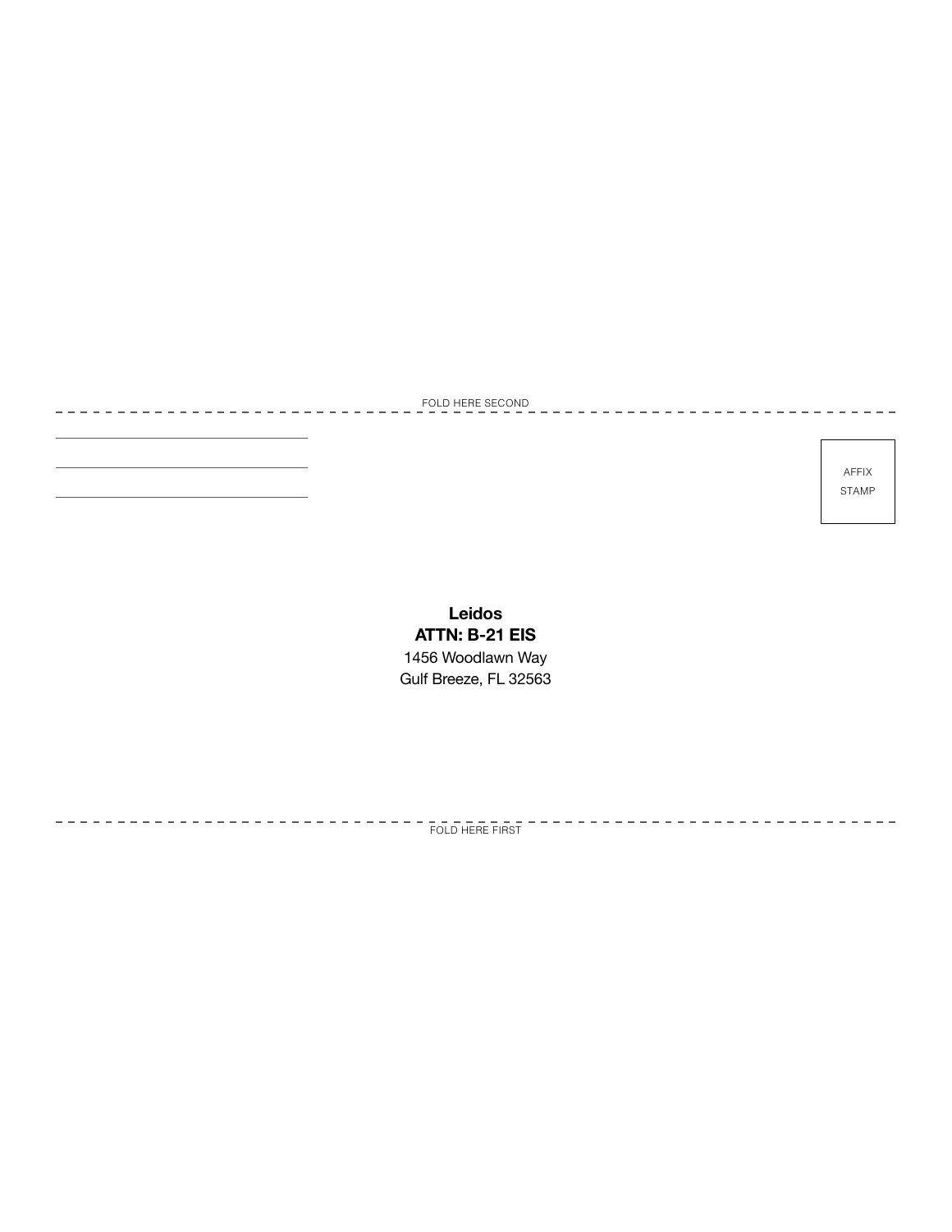FOLD HERE SECOND

AFFIX STAMP

**Leidos**
**ATTN: B-21 EIS**
1456 Woodlawn Way
Gulf Breeze, FL 32563

FOLD HERE FIRST